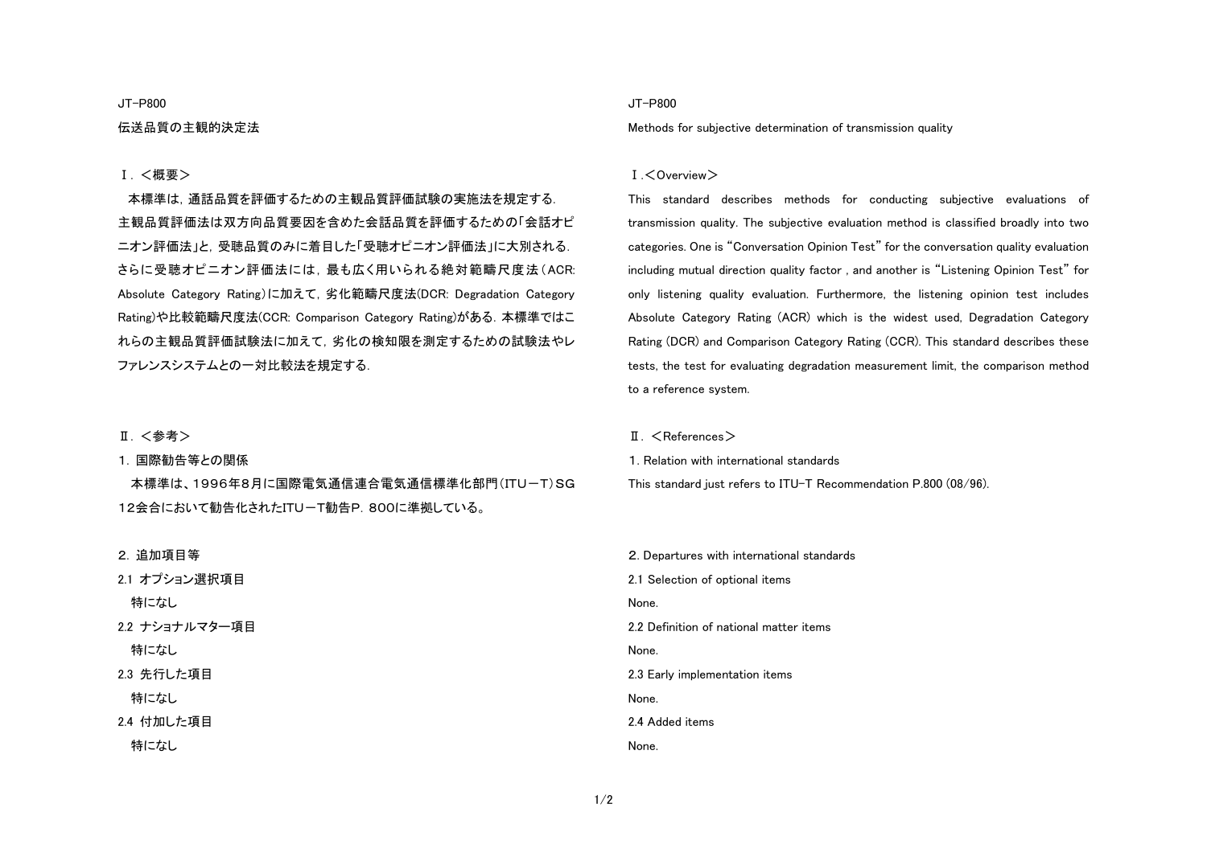JT-P800

# 伝送品質の主観的決定法

## Ⅰ. <概要>

本標準は，通話品質を評価するための主観品質評価試験の実施法を規定する．主観品質評価法は双方向品質要因を含めた会話品質を評価するための「会話オピニオン評価法」と，受聴品質のみに着目した「受聴オピニオン評価法」に大別される．さらに受聴オピニオン評価法には，最も広く用いられる絶対範疇尺度法（ACR: Absolute Category Rating）に加えて，劣化範疇尺度法(DCR: Degradation Category Rating)や比較範疇尺度法(CCR: Comparison Category Rating)がある．本標準ではこれらの主観品質評価試験法に加えて，劣化の検知限を測定するための試験法やレファレンスシステムとの一対比較法を規定する．

## Ⅱ. <参考>

1. 国際勧告等との関係

本標準は、1996年8月に国際電気通信連合電気通信標準化部門（ITU－T）SG12会合において勧告化されたITU－T勧告P．800に準拠している。

2. 追加項目等

2.1 オプション選択項目

特になし

2.2 ナショナルマター項目

特になし

2.3 先行した項目

特になし

2.4 付加した項目

特になし

JT-P800

# Methods for subjective determination of transmission quality

## Ⅰ.<Overview>

This standard describes methods for conducting subjective evaluations of transmission quality. The subjective evaluation method is classified broadly into two categories. One is "Conversation Opinion Test" for the conversation quality evaluation including mutual direction quality factor , and another is "Listening Opinion Test" for only listening quality evaluation. Furthermore, the listening opinion test includes Absolute Category Rating (ACR) which is the widest used, Degradation Category Rating (DCR) and Comparison Category Rating (CCR). This standard describes these tests, the test for evaluating degradation measurement limit, the comparison method to a reference system.

## Ⅱ. <References>

1. Relation with international standards

This standard just refers to ITU-T Recommendation P.800 (08/96).

2. Departures with international standards

2.1 Selection of optional items

None.

2.2 Definition of national matter items

None.

2.3 Early implementation items

None.

2.4 Added items

None.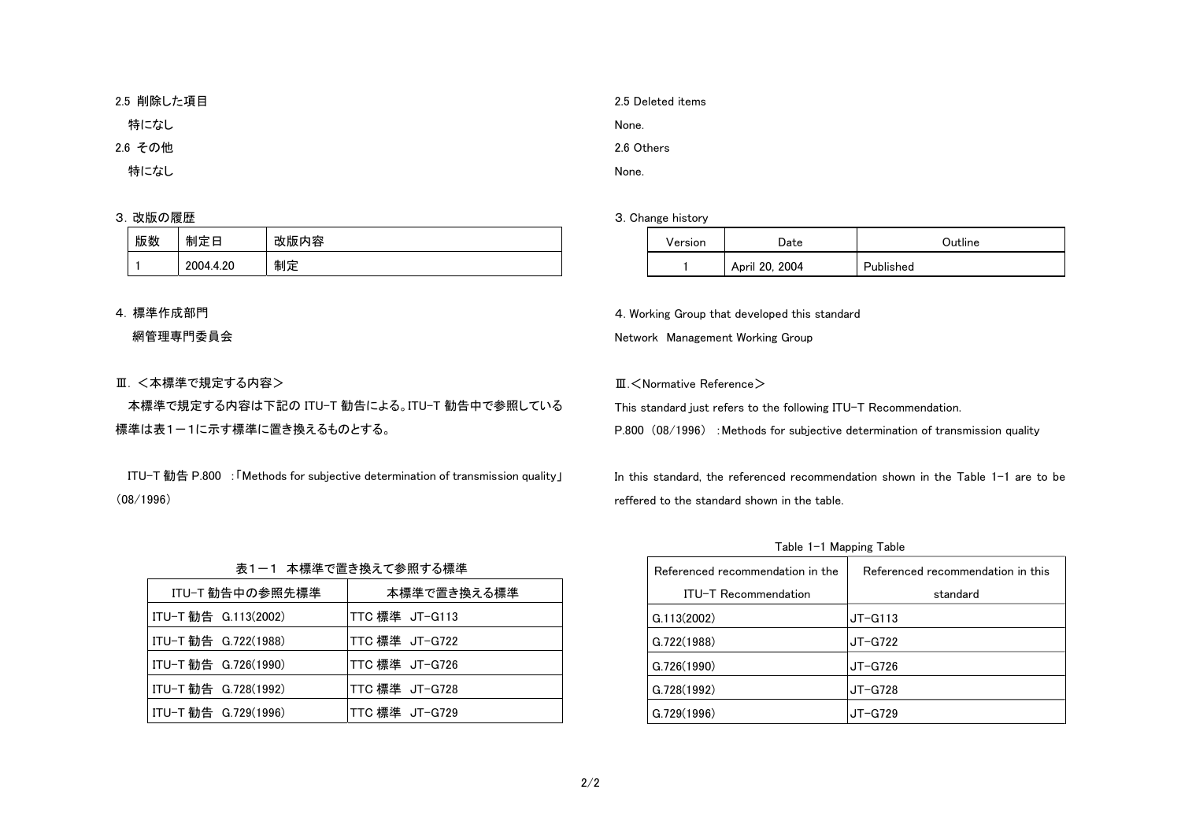2.5 削除した項目

特になし

2.6 その他

特になし

3. 改版の履歴

| 版数 | 制定日 | 改版内容 |
|---|---|---|
| 1 | 2004.4.20 | 制定 |

4. 標準作成部門

網管理専門委員会

Ⅲ. <本標準で規定する内容>

本標準で規定する内容は下記の ITU-T 勧告による。ITU-T 勧告中で参照している標準は表1－1に示す標準に置き換えるものとする。

ITU-T 勧告 P.800 :「Methods for subjective determination of transmission quality」(08/1996)

表1－1 本標準で置き換えて参照する標準

| ITU-T 勧告中の参照先標準 | 本標準で置き換える標準 |
|---|---|
| ITU-T 勧告 G.113(2002) | TTC 標準 JT-G113 |
| ITU-T 勧告 G.722(1988) | TTC 標準 JT-G722 |
| ITU-T 勧告 G.726(1990) | TTC 標準 JT-G726 |
| ITU-T 勧告 G.728(1992) | TTC 標準 JT-G728 |
| ITU-T 勧告 G.729(1996) | TTC 標準 JT-G729 |

2.5 Deleted items

None.

2.6 Others

None.

3. Change history

| Version | Date | Outline |
|---|---|---|
| 1 | April 20, 2004 | Published |

4. Working Group that developed this standard

Network Management Working Group

Ⅲ.<Normative Reference>

This standard just refers to the following ITU-T Recommendation.

P.800 (08/1996) :Methods for subjective determination of transmission quality

In this standard, the referenced recommendation shown in the Table 1-1 are to be reffered to the standard shown in the table.

Table 1-1 Mapping Table

| Referenced recommendation in the ITU-T Recommendation | Referenced recommendation in this standard |
|---|---|
| G.113(2002) | JT-G113 |
| G.722(1988) | JT-G722 |
| G.726(1990) | JT-G726 |
| G.728(1992) | JT-G728 |
| G.729(1996) | JT-G729 |